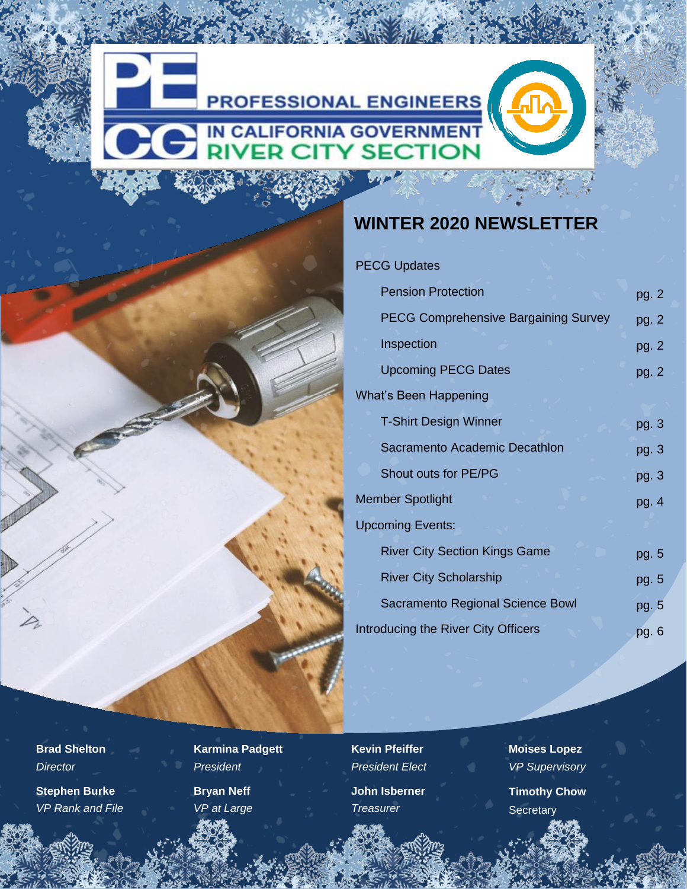# PROFESSIONAL ENGINEERS IN CALIFORNIA GOVERNMENT RIVER CITY SECTION

## WINTER 2020 NEWSLETTER

PECG Updates

- Pension Protection — pg. 2
- PECG Comprehensive Bargaining Survey — pg. 2
- Inspection — pg. 2
- Upcoming PECG Dates — pg. 2

What's Been Happening

- T-Shirt Design Winner — pg. 3
- Sacramento Academic Decathlon — pg. 3
- Shout outs for PE/PG — pg. 3

Member Spotlight — pg. 4

Upcoming Events:

- River City Section Kings Game — pg. 5
- River City Scholarship — pg. 5
- Sacramento Regional Science Bowl — pg. 5

Introducing the River City Officers — pg. 6

**Brad Shelton**
*Director*

**Stephen Burke**
*VP Rank and File*

**Karmina Padgett**
*President*

**Bryan Neff**
*VP at Large*

**Kevin Pfeiffer**
*President Elect*

**John Isberner**
*Treasurer*

**Moises Lopez**
*VP Supervisory*

**Timothy Chow**
Secretary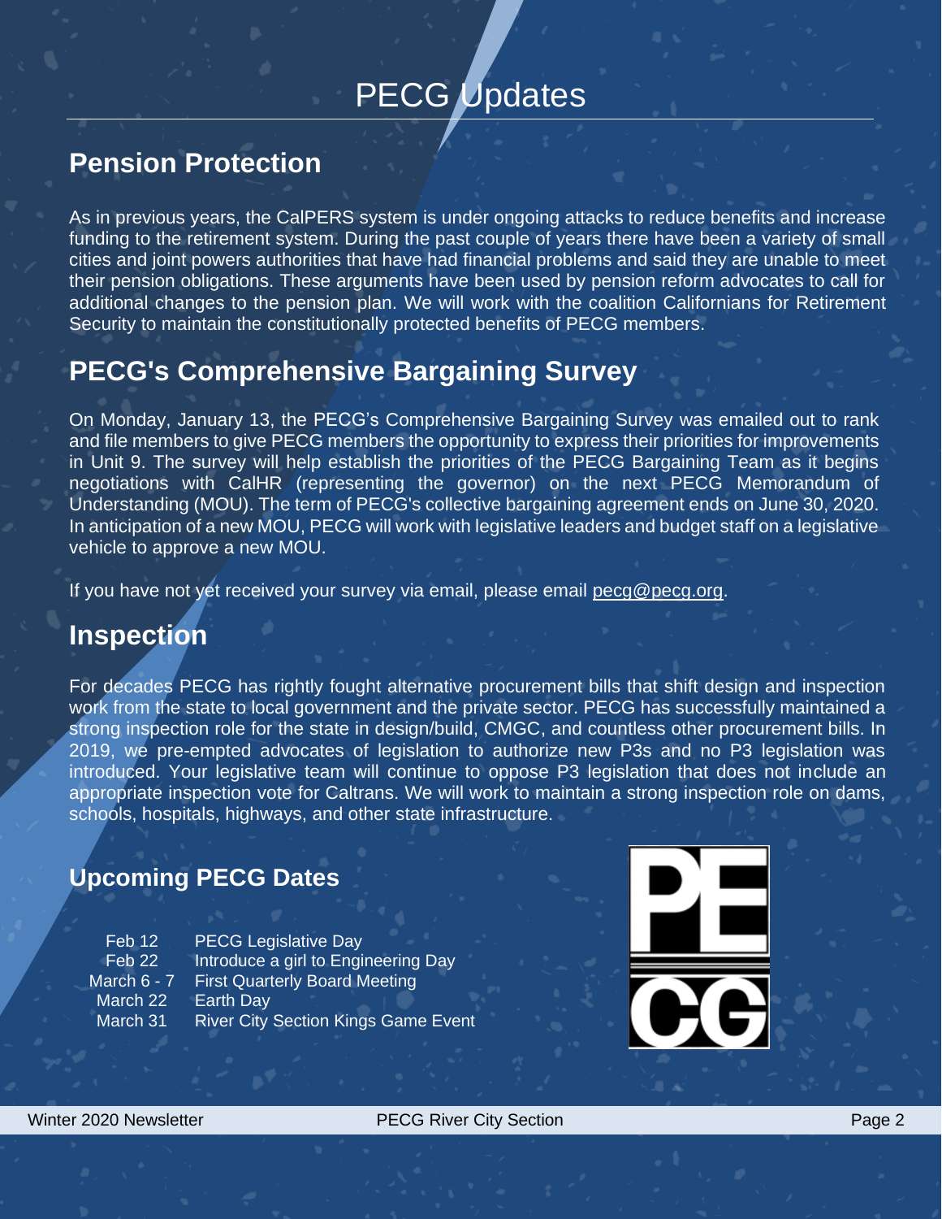# PECG Updates

## Pension Protection

As in previous years, the CalPERS system is under ongoing attacks to reduce benefits and increase funding to the retirement system. During the past couple of years there have been a variety of small cities and joint powers authorities that have had financial problems and said they are unable to meet their pension obligations. These arguments have been used by pension reform advocates to call for additional changes to the pension plan. We will work with the coalition Californians for Retirement Security to maintain the constitutionally protected benefits of PECG members.

## PECG's Comprehensive Bargaining Survey

On Monday, January 13, the PECG's Comprehensive Bargaining Survey was emailed out to rank and file members to give PECG members the opportunity to express their priorities for improvements in Unit 9. The survey will help establish the priorities of the PECG Bargaining Team as it begins negotiations with CalHR (representing the governor) on the next PECG Memorandum of Understanding (MOU). The term of PECG's collective bargaining agreement ends on June 30, 2020. In anticipation of a new MOU, PECG will work with legislative leaders and budget staff on a legislative vehicle to approve a new MOU.

If you have not yet received your survey via email, please email pecg@pecg.org.

## Inspection

For decades PECG has rightly fought alternative procurement bills that shift design and inspection work from the state to local government and the private sector. PECG has successfully maintained a strong inspection role for the state in design/build, CMGC, and countless other procurement bills. In 2019, we pre-empted advocates of legislation to authorize new P3s and no P3 legislation was introduced. Your legislative team will continue to oppose P3 legislation that does not include an appropriate inspection vote for Caltrans. We will work to maintain a strong inspection role on dams, schools, hospitals, highways, and other state infrastructure.

## Upcoming PECG Dates

| | |
|---|---|
| Feb 12 | PECG Legislative Day |
| Feb 22 | Introduce a girl to Engineering Day |
| March 6 - 7 | First Quarterly Board Meeting |
| March 22 | Earth Day |
| March 31 | River City Section Kings Game Event |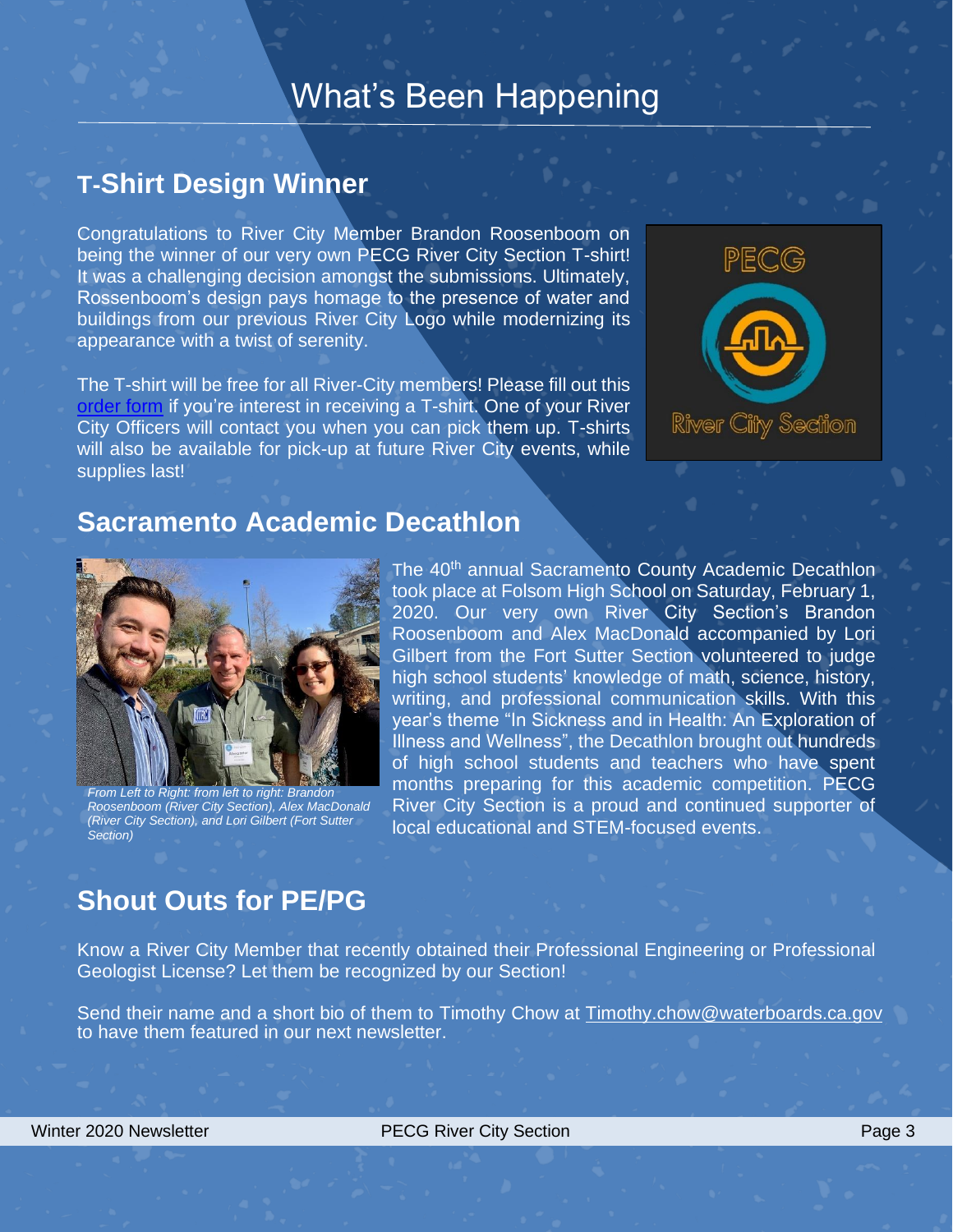# What's Been Happening

## T-Shirt Design Winner

Congratulations to River City Member Brandon Roosenboom on being the winner of our very own PECG River City Section T-shirt! It was a challenging decision amongst the submissions. Ultimately, Rossenboom's design pays homage to the presence of water and buildings from our previous River City Logo while modernizing its appearance with a twist of serenity.

The T-shirt will be free for all River-City members! Please fill out this order form if you're interest in receiving a T-shirt. One of your River City Officers will contact you when you can pick them up. T-shirts will also be available for pick-up at future River City events, while supplies last!

## Sacramento Academic Decathlon

*From Left to Right: from left to right: Brandon Roosenboom (River City Section), Alex MacDonald (River City Section), and Lori Gilbert (Fort Sutter Section)*

The 40th annual Sacramento County Academic Decathlon took place at Folsom High School on Saturday, February 1, 2020. Our very own River City Section's Brandon Roosenboom and Alex MacDonald accompanied by Lori Gilbert from the Fort Sutter Section volunteered to judge high school students' knowledge of math, science, history, writing, and professional communication skills. With this year's theme "In Sickness and in Health: An Exploration of Illness and Wellness", the Decathlon brought out hundreds of high school students and teachers who have spent months preparing for this academic competition. PECG River City Section is a proud and continued supporter of local educational and STEM-focused events.

## Shout Outs for PE/PG

Know a River City Member that recently obtained their Professional Engineering or Professional Geologist License? Let them be recognized by our Section!

Send their name and a short bio of them to Timothy Chow at Timothy.chow@waterboards.ca.gov to have them featured in our next newsletter.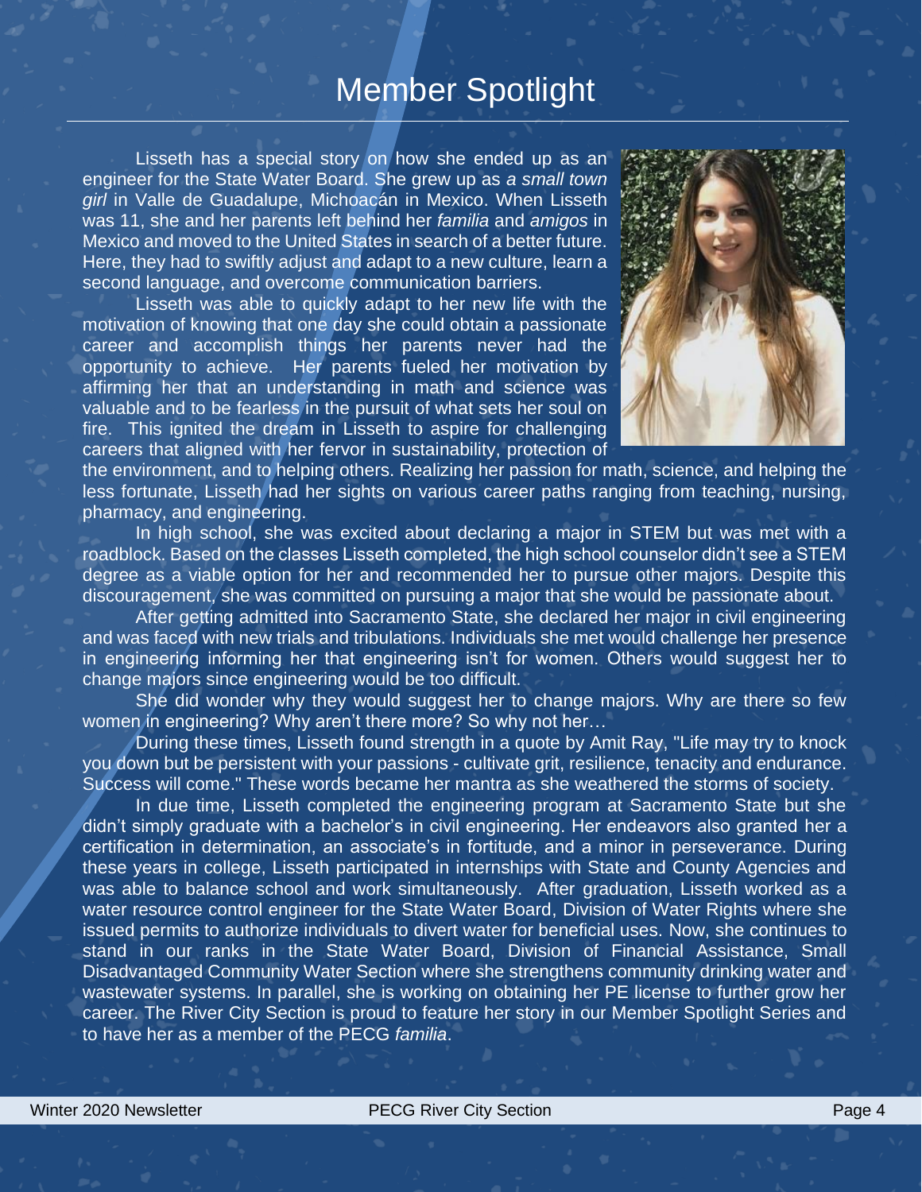# Member Spotlight

Lisseth has a special story on how she ended up as an engineer for the State Water Board. She grew up as *a small town girl* in Valle de Guadalupe, Michoacán in Mexico. When Lisseth was 11, she and her parents left behind her *familia* and *amigos* in Mexico and moved to the United States in search of a better future. Here, they had to swiftly adjust and adapt to a new culture, learn a second language, and overcome communication barriers.

Lisseth was able to quickly adapt to her new life with the motivation of knowing that one day she could obtain a passionate career and accomplish things her parents never had the opportunity to achieve. Her parents fueled her motivation by affirming her that an understanding in math and science was valuable and to be fearless in the pursuit of what sets her soul on fire. This ignited the dream in Lisseth to aspire for challenging careers that aligned with her fervor in sustainability, protection of the environment, and to helping others. Realizing her passion for math, science, and helping the less fortunate, Lisseth had her sights on various career paths ranging from teaching, nursing, pharmacy, and engineering.

In high school, she was excited about declaring a major in STEM but was met with a roadblock. Based on the classes Lisseth completed, the high school counselor didn't see a STEM degree as a viable option for her and recommended her to pursue other majors. Despite this discouragement, she was committed on pursuing a major that she would be passionate about.

After getting admitted into Sacramento State, she declared her major in civil engineering and was faced with new trials and tribulations. Individuals she met would challenge her presence in engineering informing her that engineering isn't for women. Others would suggest her to change majors since engineering would be too difficult.

She did wonder why they would suggest her to change majors. Why are there so few women in engineering? Why aren't there more? So why not her…

During these times, Lisseth found strength in a quote by Amit Ray, "Life may try to knock you down but be persistent with your passions - cultivate grit, resilience, tenacity and endurance. Success will come." These words became her mantra as she weathered the storms of society.

In due time, Lisseth completed the engineering program at Sacramento State but she didn't simply graduate with a bachelor's in civil engineering. Her endeavors also granted her a certification in determination, an associate's in fortitude, and a minor in perseverance. During these years in college, Lisseth participated in internships with State and County Agencies and was able to balance school and work simultaneously. After graduation, Lisseth worked as a water resource control engineer for the State Water Board, Division of Water Rights where she issued permits to authorize individuals to divert water for beneficial uses. Now, she continues to stand in our ranks in the State Water Board, Division of Financial Assistance, Small Disadvantaged Community Water Section where she strengthens community drinking water and wastewater systems. In parallel, she is working on obtaining her PE license to further grow her career. The River City Section is proud to feature her story in our Member Spotlight Series and to have her as a member of the PECG *familia*.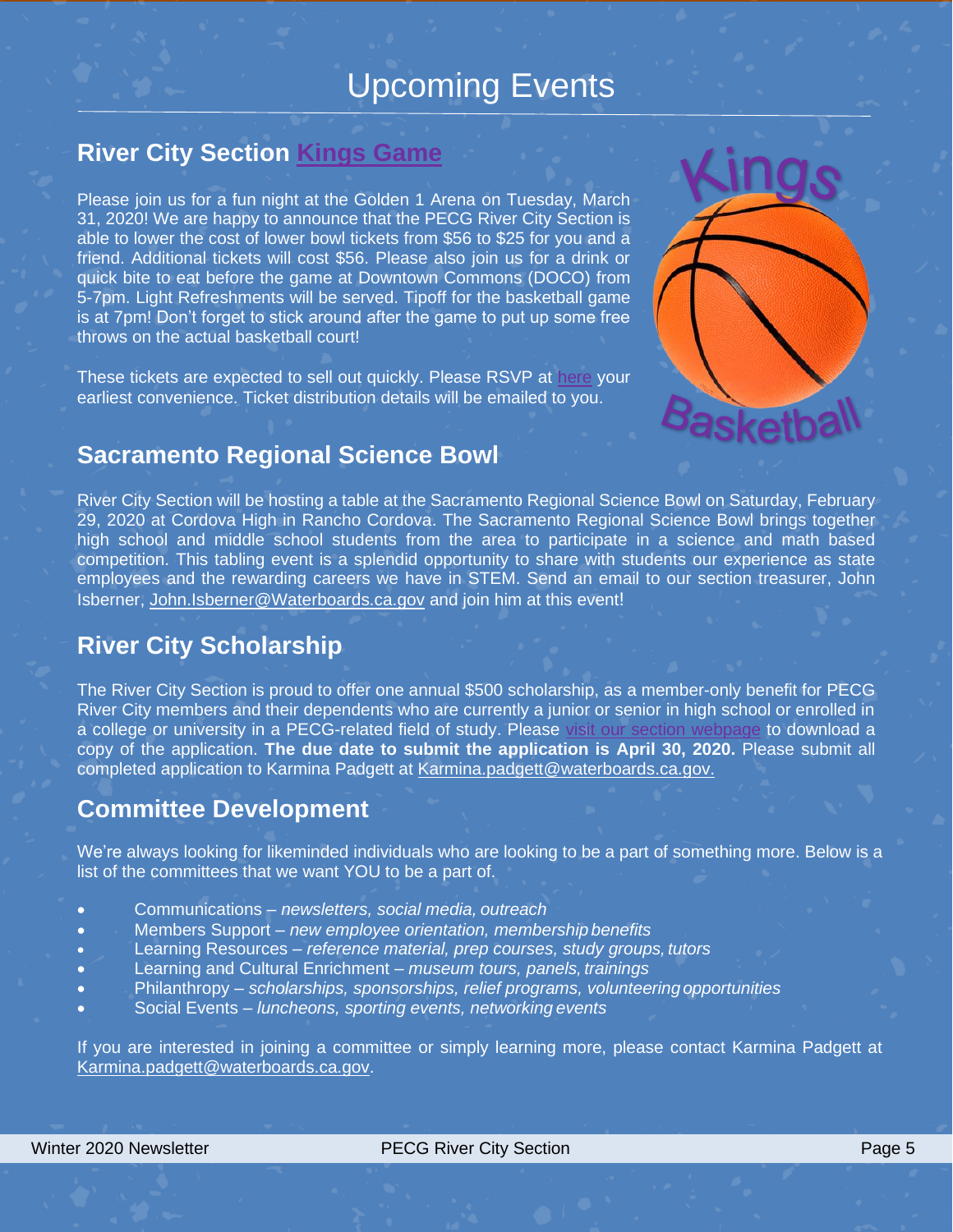# Upcoming Events

## River City Section Kings Game

Please join us for a fun night at the Golden 1 Arena on Tuesday, March 31, 2020! We are happy to announce that the PECG River City Section is able to lower the cost of lower bowl tickets from $56 to $25 for you and a friend. Additional tickets will cost $56. Please also join us for a drink or quick bite to eat before the game at Downtown Commons (DOCO) from 5-7pm. Light Refreshments will be served. Tipoff for the basketball game is at 7pm! Don't forget to stick around after the game to put up some free throws on the actual basketball court!

These tickets are expected to sell out quickly. Please RSVP at here your earliest convenience. Ticket distribution details will be emailed to you.

## Sacramento Regional Science Bowl

River City Section will be hosting a table at the Sacramento Regional Science Bowl on Saturday, February 29, 2020 at Cordova High in Rancho Cordova. The Sacramento Regional Science Bowl brings together high school and middle school students from the area to participate in a science and math based competition. This tabling event is a splendid opportunity to share with students our experience as state employees and the rewarding careers we have in STEM. Send an email to our section treasurer, John Isberner, John.Isberner@Waterboards.ca.gov and join him at this event!

## River City Scholarship

The River City Section is proud to offer one annual $500 scholarship, as a member-only benefit for PECG River City members and their dependents who are currently a junior or senior in high school or enrolled in a college or university in a PECG-related field of study. Please visit our section webpage to download a copy of the application. **The due date to submit the application is April 30, 2020.** Please submit all completed application to Karmina Padgett at Karmina.padgett@waterboards.ca.gov.

## Committee Development

We're always looking for likeminded individuals who are looking to be a part of something more. Below is a list of the committees that we want YOU to be a part of.

- Communications – *newsletters, social media, outreach*
- Members Support – *new employee orientation, membership benefits*
- Learning Resources – *reference material, prep courses, study groups, tutors*
- Learning and Cultural Enrichment – *museum tours, panels, trainings*
- Philanthropy – *scholarships, sponsorships, relief programs, volunteering opportunities*
- Social Events – *luncheons, sporting events, networking events*

If you are interested in joining a committee or simply learning more, please contact Karmina Padgett at Karmina.padgett@waterboards.ca.gov.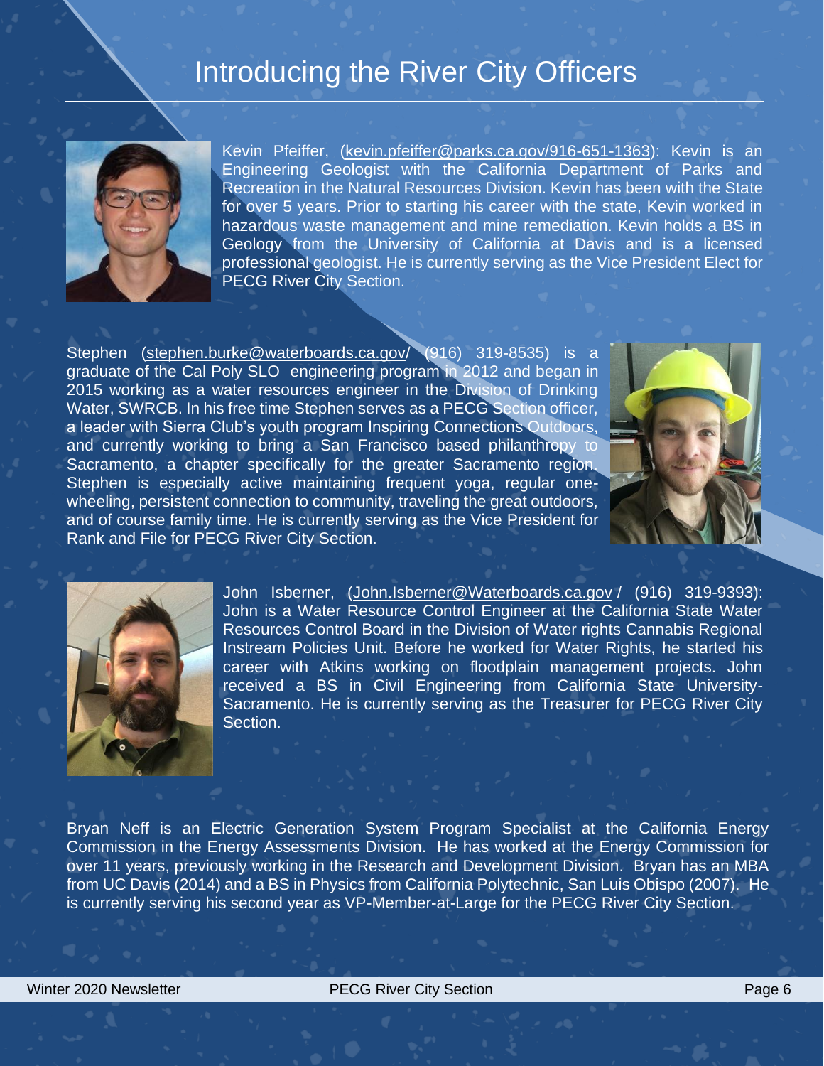# Introducing the River City Officers

Kevin Pfeiffer, (kevin.pfeiffer@parks.ca.gov/916-651-1363): Kevin is an Engineering Geologist with the California Department of Parks and Recreation in the Natural Resources Division. Kevin has been with the State for over 5 years. Prior to starting his career with the state, Kevin worked in hazardous waste management and mine remediation. Kevin holds a BS in Geology from the University of California at Davis and is a licensed professional geologist. He is currently serving as the Vice President Elect for PECG River City Section.

Stephen (stephen.burke@waterboards.ca.gov/ (916) 319-8535) is a graduate of the Cal Poly SLO engineering program in 2012 and began in 2015 working as a water resources engineer in the Division of Drinking Water, SWRCB. In his free time Stephen serves as a PECG Section officer, a leader with Sierra Club's youth program Inspiring Connections Outdoors, and currently working to bring a San Francisco based philanthropy to Sacramento, a chapter specifically for the greater Sacramento region. Stephen is especially active maintaining frequent yoga, regular one-wheeling, persistent connection to community, traveling the great outdoors, and of course family time. He is currently serving as the Vice President for Rank and File for PECG River City Section.

John Isberner, (John.Isberner@Waterboards.ca.gov / (916) 319-9393): John is a Water Resource Control Engineer at the California State Water Resources Control Board in the Division of Water rights Cannabis Regional Instream Policies Unit. Before he worked for Water Rights, he started his career with Atkins working on floodplain management projects. John received a BS in Civil Engineering from California State University-Sacramento. He is currently serving as the Treasurer for PECG River City Section.

Bryan Neff is an Electric Generation System Program Specialist at the California Energy Commission in the Energy Assessments Division. He has worked at the Energy Commission for over 11 years, previously working in the Research and Development Division. Bryan has an MBA from UC Davis (2014) and a BS in Physics from California Polytechnic, San Luis Obispo (2007). He is currently serving his second year as VP-Member-at-Large for the PECG River City Section.